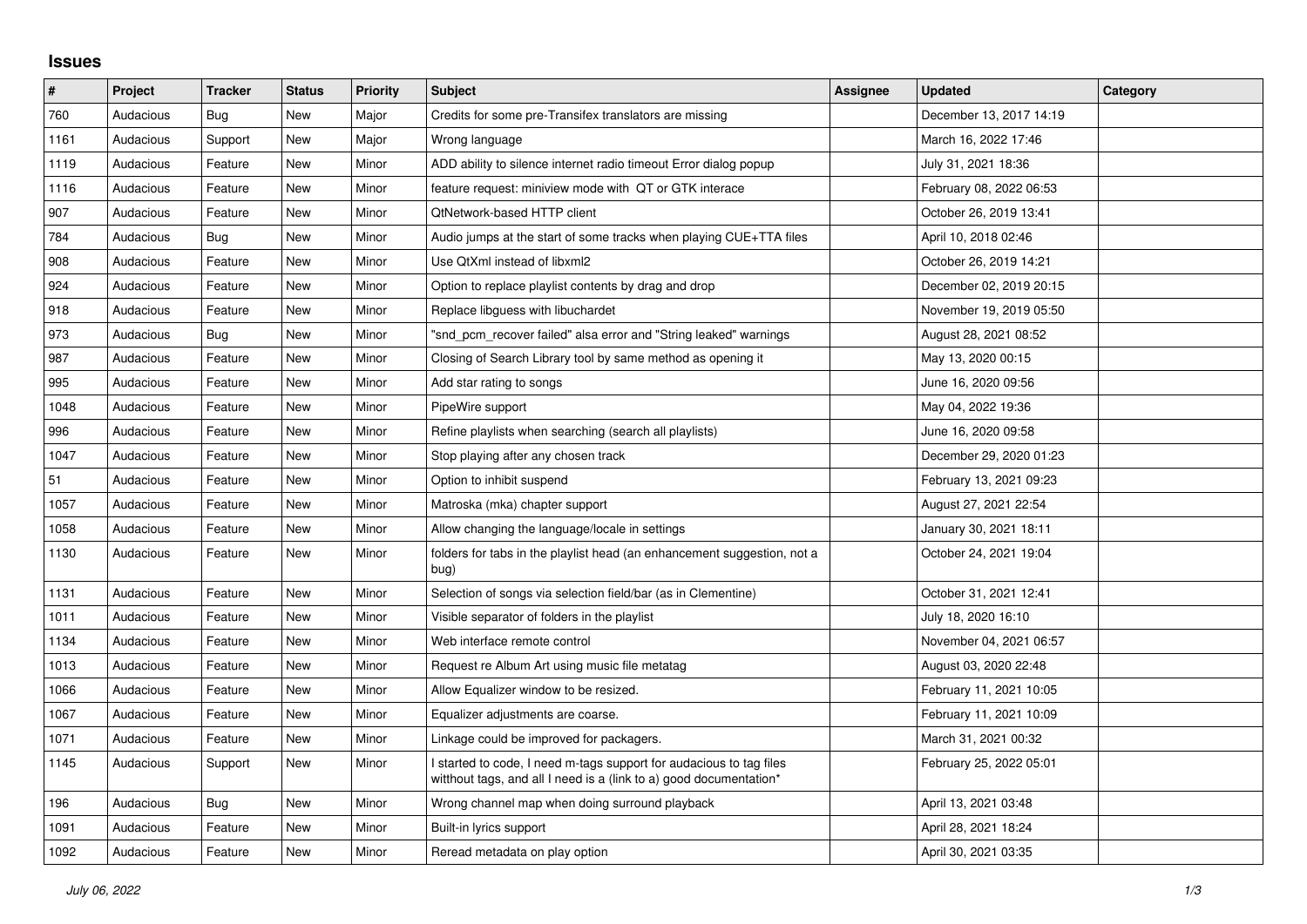# Issues

| # | Project | Tracker | Status | Priority | Subject | Assignee | Updated | Category |
|---|---|---|---|---|---|---|---|---|
| 760 | Audacious | Bug | New | Major | Credits for some pre-Transifex translators are missing | | December 13, 2017 14:19 | |
| 1161 | Audacious | Support | New | Major | Wrong language | | March 16, 2022 17:46 | |
| 1119 | Audacious | Feature | New | Minor | ADD ability to silence internet radio timeout Error dialog popup | | July 31, 2021 18:36 | |
| 1116 | Audacious | Feature | New | Minor | feature request: miniview mode with QT or GTK interace | | February 08, 2022 06:53 | |
| 907 | Audacious | Feature | New | Minor | QtNetwork-based HTTP client | | October 26, 2019 13:41 | |
| 784 | Audacious | Bug | New | Minor | Audio jumps at the start of some tracks when playing CUE+TTA files | | April 10, 2018 02:46 | |
| 908 | Audacious | Feature | New | Minor | Use QtXml instead of libxml2 | | October 26, 2019 14:21 | |
| 924 | Audacious | Feature | New | Minor | Option to replace playlist contents by drag and drop | | December 02, 2019 20:15 | |
| 918 | Audacious | Feature | New | Minor | Replace libguess with libuchardet | | November 19, 2019 05:50 | |
| 973 | Audacious | Bug | New | Minor | "snd_pcm_recover failed" alsa error and "String leaked" warnings | | August 28, 2021 08:52 | |
| 987 | Audacious | Feature | New | Minor | Closing of Search Library tool by same method as opening it | | May 13, 2020 00:15 | |
| 995 | Audacious | Feature | New | Minor | Add star rating to songs | | June 16, 2020 09:56 | |
| 1048 | Audacious | Feature | New | Minor | PipeWire support | | May 04, 2022 19:36 | |
| 996 | Audacious | Feature | New | Minor | Refine playlists when searching (search all playlists) | | June 16, 2020 09:58 | |
| 1047 | Audacious | Feature | New | Minor | Stop playing after any chosen track | | December 29, 2020 01:23 | |
| 51 | Audacious | Feature | New | Minor | Option to inhibit suspend | | February 13, 2021 09:23 | |
| 1057 | Audacious | Feature | New | Minor | Matroska (mka) chapter support | | August 27, 2021 22:54 | |
| 1058 | Audacious | Feature | New | Minor | Allow changing the language/locale in settings | | January 30, 2021 18:11 | |
| 1130 | Audacious | Feature | New | Minor | folders for tabs in the playlist head (an enhancement suggestion, not a bug) | | October 24, 2021 19:04 | |
| 1131 | Audacious | Feature | New | Minor | Selection of songs via selection field/bar (as in Clementine) | | October 31, 2021 12:41 | |
| 1011 | Audacious | Feature | New | Minor | Visible separator of folders in the playlist | | July 18, 2020 16:10 | |
| 1134 | Audacious | Feature | New | Minor | Web interface remote control | | November 04, 2021 06:57 | |
| 1013 | Audacious | Feature | New | Minor | Request re Album Art using music file metatag | | August 03, 2020 22:48 | |
| 1066 | Audacious | Feature | New | Minor | Allow Equalizer window to be resized. | | February 11, 2021 10:05 | |
| 1067 | Audacious | Feature | New | Minor | Equalizer adjustments are coarse. | | February 11, 2021 10:09 | |
| 1071 | Audacious | Feature | New | Minor | Linkage could be improved for packagers. | | March 31, 2021 00:32 | |
| 1145 | Audacious | Support | New | Minor | I started to code, I need m-tags support for audacious to tag files witthout tags, and all I need is a (link to a) good documentation* | | February 25, 2022 05:01 | |
| 196 | Audacious | Bug | New | Minor | Wrong channel map when doing surround playback | | April 13, 2021 03:48 | |
| 1091 | Audacious | Feature | New | Minor | Built-in lyrics support | | April 28, 2021 18:24 | |
| 1092 | Audacious | Feature | New | Minor | Reread metadata on play option | | April 30, 2021 03:35 | |

*July 06, 2022*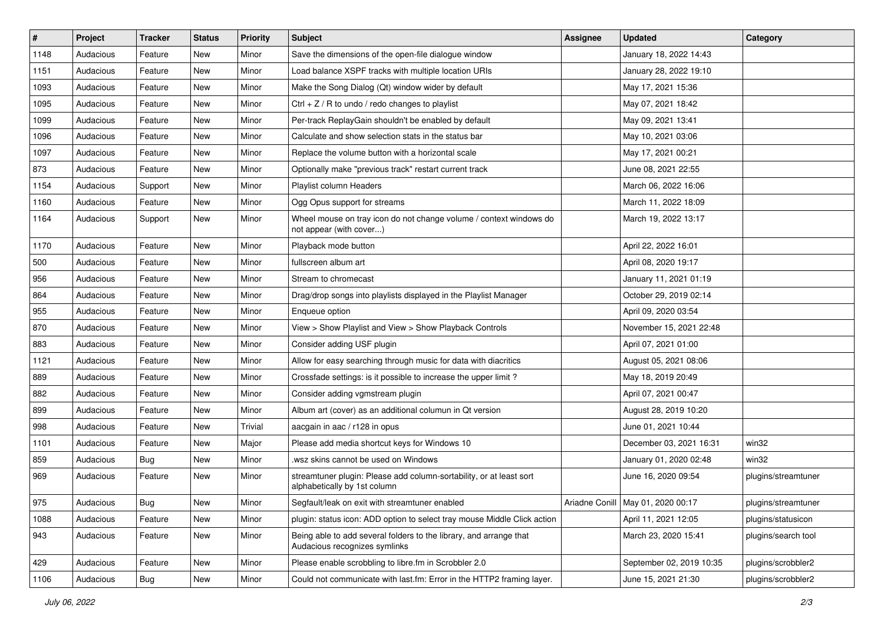| # | Project | Tracker | Status | Priority | Subject | Assignee | Updated | Category |
|---|---|---|---|---|---|---|---|---|
| 1148 | Audacious | Feature | New | Minor | Save the dimensions of the open-file dialogue window | | January 18, 2022 14:43 | |
| 1151 | Audacious | Feature | New | Minor | Load balance XSPF tracks with multiple location URIs | | January 28, 2022 19:10 | |
| 1093 | Audacious | Feature | New | Minor | Make the Song Dialog (Qt) window wider by default | | May 17, 2021 15:36 | |
| 1095 | Audacious | Feature | New | Minor | Ctrl + Z / R to undo / redo changes to playlist | | May 07, 2021 18:42 | |
| 1099 | Audacious | Feature | New | Minor | Per-track ReplayGain shouldn't be enabled by default | | May 09, 2021 13:41 | |
| 1096 | Audacious | Feature | New | Minor | Calculate and show selection stats in the status bar | | May 10, 2021 03:06 | |
| 1097 | Audacious | Feature | New | Minor | Replace the volume button with a horizontal scale | | May 17, 2021 00:21 | |
| 873 | Audacious | Feature | New | Minor | Optionally make "previous track" restart current track | | June 08, 2021 22:55 | |
| 1154 | Audacious | Support | New | Minor | Playlist column Headers | | March 06, 2022 16:06 | |
| 1160 | Audacious | Feature | New | Minor | Ogg Opus support for streams | | March 11, 2022 18:09 | |
| 1164 | Audacious | Support | New | Minor | Wheel mouse on tray icon do not change volume / context windows do not appear (with cover...) | | March 19, 2022 13:17 | |
| 1170 | Audacious | Feature | New | Minor | Playback mode button | | April 22, 2022 16:01 | |
| 500 | Audacious | Feature | New | Minor | fullscreen album art | | April 08, 2020 19:17 | |
| 956 | Audacious | Feature | New | Minor | Stream to chromecast | | January 11, 2021 01:19 | |
| 864 | Audacious | Feature | New | Minor | Drag/drop songs into playlists displayed in the Playlist Manager | | October 29, 2019 02:14 | |
| 955 | Audacious | Feature | New | Minor | Enqueue option | | April 09, 2020 03:54 | |
| 870 | Audacious | Feature | New | Minor | View > Show Playlist and View > Show Playback Controls | | November 15, 2021 22:48 | |
| 883 | Audacious | Feature | New | Minor | Consider adding USF plugin | | April 07, 2021 01:00 | |
| 1121 | Audacious | Feature | New | Minor | Allow for easy searching through music for data with diacritics | | August 05, 2021 08:06 | |
| 889 | Audacious | Feature | New | Minor | Crossfade settings: is it possible to increase the upper limit ? | | May 18, 2019 20:49 | |
| 882 | Audacious | Feature | New | Minor | Consider adding vgmstream plugin | | April 07, 2021 00:47 | |
| 899 | Audacious | Feature | New | Minor | Album art (cover) as an additional columun in Qt version | | August 28, 2019 10:20 | |
| 998 | Audacious | Feature | New | Trivial | aacgain in aac / r128 in opus | | June 01, 2021 10:44 | |
| 1101 | Audacious | Feature | New | Major | Please add media shortcut keys for Windows 10 | | December 03, 2021 16:31 | win32 |
| 859 | Audacious | Bug | New | Minor | .wsz skins cannot be used on Windows | | January 01, 2020 02:48 | win32 |
| 969 | Audacious | Feature | New | Minor | streamtuner plugin: Please add column-sortability, or at least sort alphabetically by 1st column | | June 16, 2020 09:54 | plugins/streamtuner |
| 975 | Audacious | Bug | New | Minor | Segfault/leak on exit with streamtuner enabled | Ariadne Conill | May 01, 2020 00:17 | plugins/streamtuner |
| 1088 | Audacious | Feature | New | Minor | plugin: status icon: ADD option to select tray mouse Middle Click action | | April 11, 2021 12:05 | plugins/statusicon |
| 943 | Audacious | Feature | New | Minor | Being able to add several folders to the library, and arrange that Audacious recognizes symlinks | | March 23, 2020 15:41 | plugins/search tool |
| 429 | Audacious | Feature | New | Minor | Please enable scrobbling to libre.fm in Scrobbler 2.0 | | September 02, 2019 10:35 | plugins/scrobbler2 |
| 1106 | Audacious | Bug | New | Minor | Could not communicate with last.fm: Error in the HTTP2 framing layer. | | June 15, 2021 21:30 | plugins/scrobbler2 |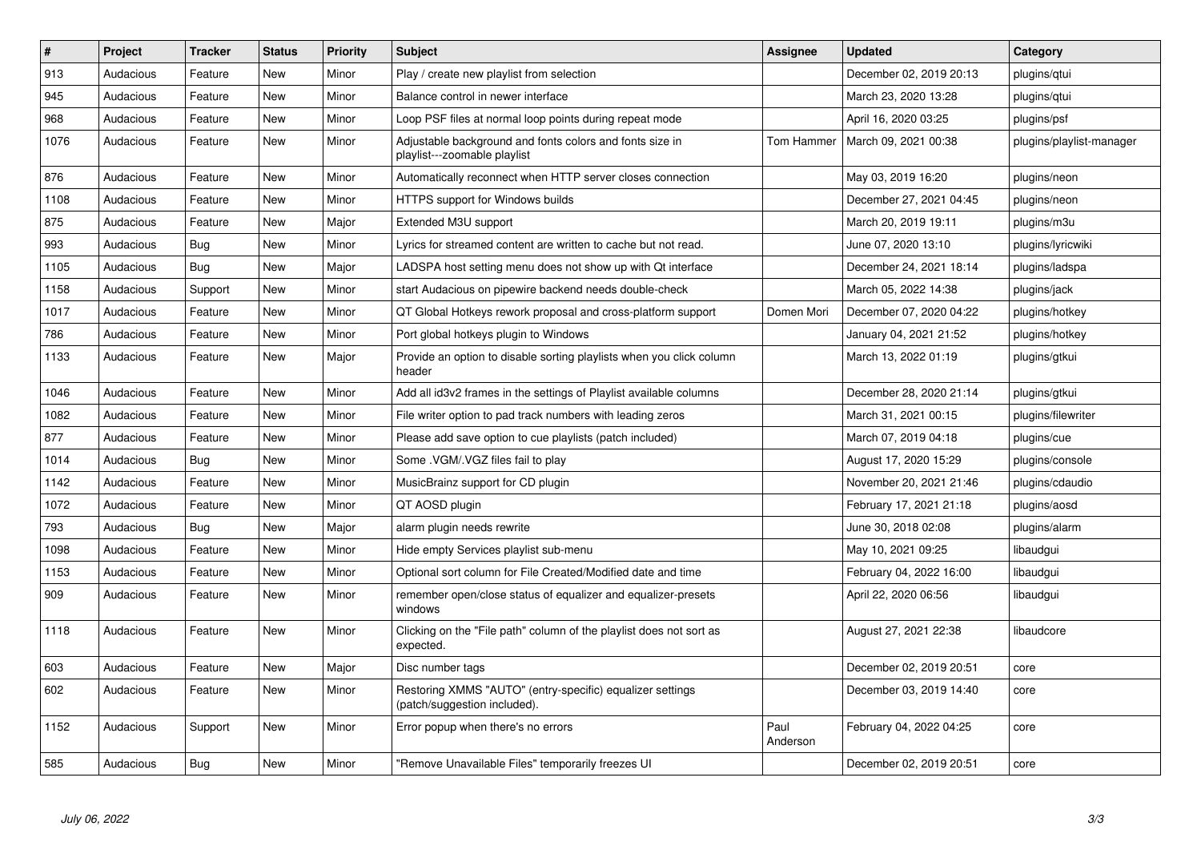| # | Project | Tracker | Status | Priority | Subject | Assignee | Updated | Category |
|---|---|---|---|---|---|---|---|---|
| 913 | Audacious | Feature | New | Minor | Play / create new playlist from selection | | December 02, 2019 20:13 | plugins/qtui |
| 945 | Audacious | Feature | New | Minor | Balance control in newer interface | | March 23, 2020 13:28 | plugins/qtui |
| 968 | Audacious | Feature | New | Minor | Loop PSF files at normal loop points during repeat mode | | April 16, 2020 03:25 | plugins/psf |
| 1076 | Audacious | Feature | New | Minor | Adjustable background and fonts colors and fonts size in playlist---zoomable playlist | Tom Hammer | March 09, 2021 00:38 | plugins/playlist-manager |
| 876 | Audacious | Feature | New | Minor | Automatically reconnect when HTTP server closes connection | | May 03, 2019 16:20 | plugins/neon |
| 1108 | Audacious | Feature | New | Minor | HTTPS support for Windows builds | | December 27, 2021 04:45 | plugins/neon |
| 875 | Audacious | Feature | New | Major | Extended M3U support | | March 20, 2019 19:11 | plugins/m3u |
| 993 | Audacious | Bug | New | Minor | Lyrics for streamed content are written to cache but not read. | | June 07, 2020 13:10 | plugins/lyricwiki |
| 1105 | Audacious | Bug | New | Major | LADSPA host setting menu does not show up with Qt interface | | December 24, 2021 18:14 | plugins/ladspa |
| 1158 | Audacious | Support | New | Minor | start Audacious on pipewire backend needs double-check | | March 05, 2022 14:38 | plugins/jack |
| 1017 | Audacious | Feature | New | Minor | QT Global Hotkeys rework proposal and cross-platform support | Domen Mori | December 07, 2020 04:22 | plugins/hotkey |
| 786 | Audacious | Feature | New | Minor | Port global hotkeys plugin to Windows | | January 04, 2021 21:52 | plugins/hotkey |
| 1133 | Audacious | Feature | New | Major | Provide an option to disable sorting playlists when you click column header | | March 13, 2022 01:19 | plugins/gtkui |
| 1046 | Audacious | Feature | New | Minor | Add all id3v2 frames in the settings of Playlist available columns | | December 28, 2020 21:14 | plugins/gtkui |
| 1082 | Audacious | Feature | New | Minor | File writer option to pad track numbers with leading zeros | | March 31, 2021 00:15 | plugins/filewriter |
| 877 | Audacious | Feature | New | Minor | Please add save option to cue playlists (patch included) | | March 07, 2019 04:18 | plugins/cue |
| 1014 | Audacious | Bug | New | Minor | Some .VGM/.VGZ files fail to play | | August 17, 2020 15:29 | plugins/console |
| 1142 | Audacious | Feature | New | Minor | MusicBrainz support for CD plugin | | November 20, 2021 21:46 | plugins/cdaudio |
| 1072 | Audacious | Feature | New | Minor | QT AOSD plugin | | February 17, 2021 21:18 | plugins/aosd |
| 793 | Audacious | Bug | New | Major | alarm plugin needs rewrite | | June 30, 2018 02:08 | plugins/alarm |
| 1098 | Audacious | Feature | New | Minor | Hide empty Services playlist sub-menu | | May 10, 2021 09:25 | libaudgui |
| 1153 | Audacious | Feature | New | Minor | Optional sort column for File Created/Modified date and time | | February 04, 2022 16:00 | libaudgui |
| 909 | Audacious | Feature | New | Minor | remember open/close status of equalizer and equalizer-presets windows | | April 22, 2020 06:56 | libaudgui |
| 1118 | Audacious | Feature | New | Minor | Clicking on the "File path" column of the playlist does not sort as expected. | | August 27, 2021 22:38 | libaudcore |
| 603 | Audacious | Feature | New | Major | Disc number tags | | December 02, 2019 20:51 | core |
| 602 | Audacious | Feature | New | Minor | Restoring XMMS "AUTO" (entry-specific) equalizer settings (patch/suggestion included). | | December 03, 2019 14:40 | core |
| 1152 | Audacious | Support | New | Minor | Error popup when there's no errors | Paul Anderson | February 04, 2022 04:25 | core |
| 585 | Audacious | Bug | New | Minor | "Remove Unavailable Files" temporarily freezes UI | | December 02, 2019 20:51 | core |

*July 06, 2022*